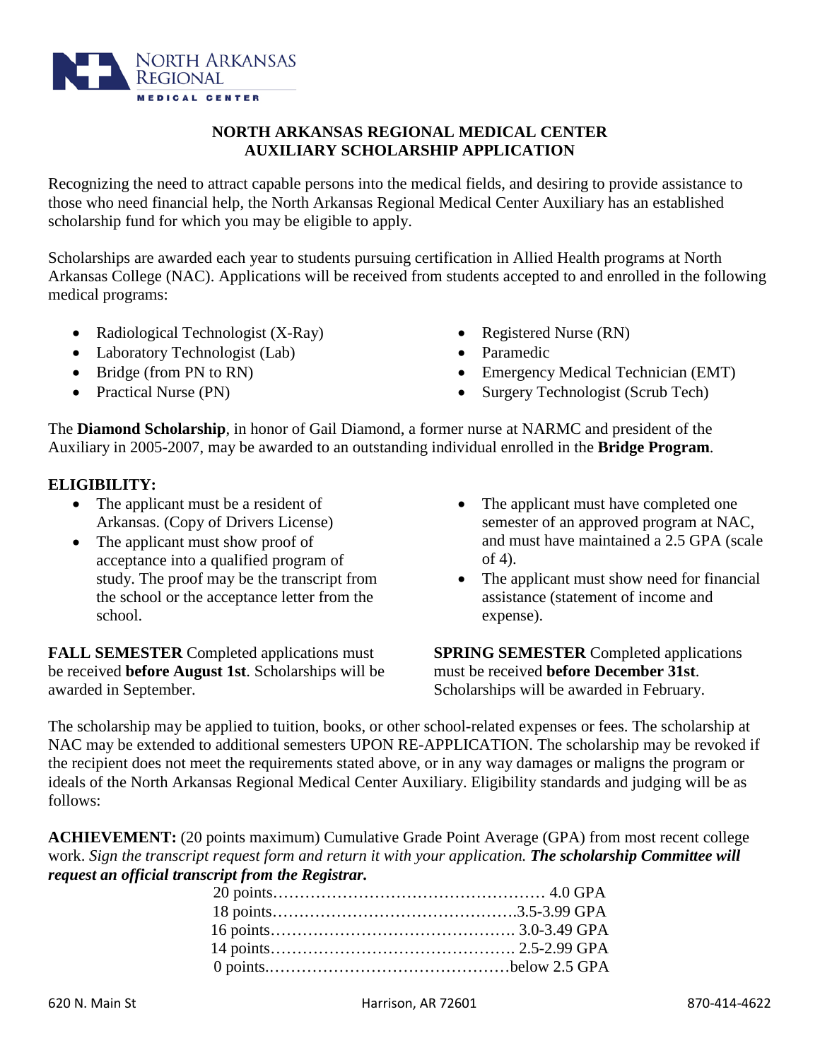# NORTH ARKANSAS REGIONAL MEDICAL CENTER AUXILIARY SCHOLARSHIP APPLICATION

Recognizing the need to attract capable persons into the medical fields, and desiring to provide assistance to those who need financial help, the North Arkansas Regional Medical Center Auxiliary has an established scholarship fund for which you may be eligible to apply.

Scholarships are awarded each year to students pursuing certification in Allied Health programs at North Arkansas College (NAC). Applications will be received from students accepted to and enrolled in the following medical programs:

- Radiological Technologist (X-Ray)
- Laboratory Technologist (Lab)
- Bridge (from PN to RN)
- Practical Nurse (PN)
- Registered Nurse (RN)
- Paramedic
- Emergency Medical Technician (EMT)
- Surgery Technologist (Scrub Tech)

The **Diamond Scholarship**, in honor of Gail Diamond, a former nurse at NARMC and president of the Auxiliary in 2005-2007, may be awarded to an outstanding individual enrolled in the **Bridge Program**.

**ELIGIBILITY:**

- The applicant must be a resident of Arkansas. (Copy of Drivers License)
- The applicant must show proof of acceptance into a qualified program of study. The proof may be the transcript from the school or the acceptance letter from the school.
- The applicant must have completed one semester of an approved program at NAC, and must have maintained a 2.5 GPA (scale of 4).
- The applicant must show need for financial assistance (statement of income and expense).

**FALL SEMESTER** Completed applications must be received **before August 1st**. Scholarships will be awarded in September.

**SPRING SEMESTER** Completed applications must be received **before December 31st**. Scholarships will be awarded in February.

The scholarship may be applied to tuition, books, or other school-related expenses or fees. The scholarship at NAC may be extended to additional semesters UPON RE-APPLICATION. The scholarship may be revoked if the recipient does not meet the requirements stated above, or in any way damages or maligns the program or ideals of the North Arkansas Regional Medical Center Auxiliary. Eligibility standards and judging will be as follows:

**ACHIEVEMENT:** (20 points maximum) Cumulative Grade Point Average (GPA) from most recent college work. *Sign the transcript request form and return it with your application.* ***The scholarship Committee will request an official transcript from the Registrar.***

20 points…………………………………………… 4.0 GPA
18 points………………………………………3.5-3.99 GPA
16 points……………………………………… 3.0-3.49 GPA
14 points……………………………………… 2.5-2.99 GPA
0 points.………………………………………below 2.5 GPA

620 N. Main St Harrison, AR 72601 870-414-4622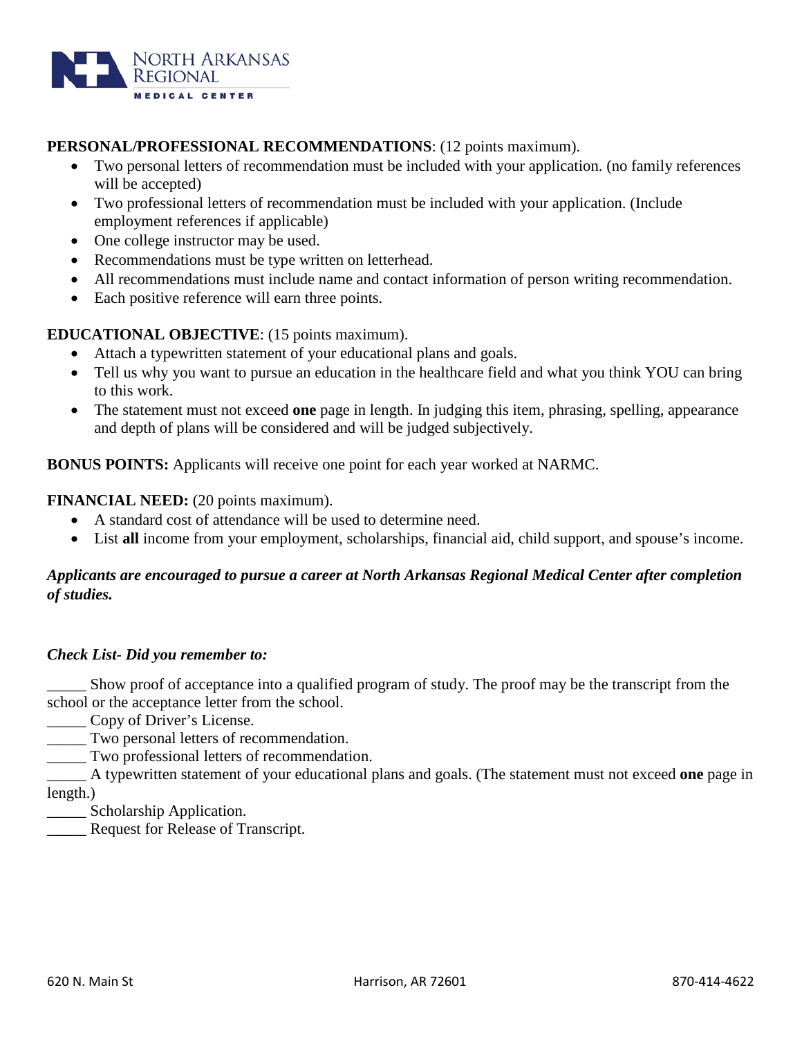**PERSONAL/PROFESSIONAL RECOMMENDATIONS**: (12 points maximum).

- Two personal letters of recommendation must be included with your application. (no family references will be accepted)
- Two professional letters of recommendation must be included with your application. (Include employment references if applicable)
- One college instructor may be used.
- Recommendations must be type written on letterhead.
- All recommendations must include name and contact information of person writing recommendation.
- Each positive reference will earn three points.

**EDUCATIONAL OBJECTIVE**: (15 points maximum).

- Attach a typewritten statement of your educational plans and goals.
- Tell us why you want to pursue an education in the healthcare field and what you think YOU can bring to this work.
- The statement must not exceed **one** page in length. In judging this item, phrasing, spelling, appearance and depth of plans will be considered and will be judged subjectively.

**BONUS POINTS:** Applicants will receive one point for each year worked at NARMC.

**FINANCIAL NEED:** (20 points maximum).

- A standard cost of attendance will be used to determine need.
- List **all** income from your employment, scholarships, financial aid, child support, and spouse's income.

***Applicants are encouraged to pursue a career at North Arkansas Regional Medical Center after completion of studies.***

***Check List- Did you remember to:***

_____ Show proof of acceptance into a qualified program of study. The proof may be the transcript from the school or the acceptance letter from the school.
_____ Copy of Driver's License.
_____ Two personal letters of recommendation.
_____ Two professional letters of recommendation.
_____ A typewritten statement of your educational plans and goals. (The statement must not exceed **one** page in length.)
_____ Scholarship Application.
_____ Request for Release of Transcript.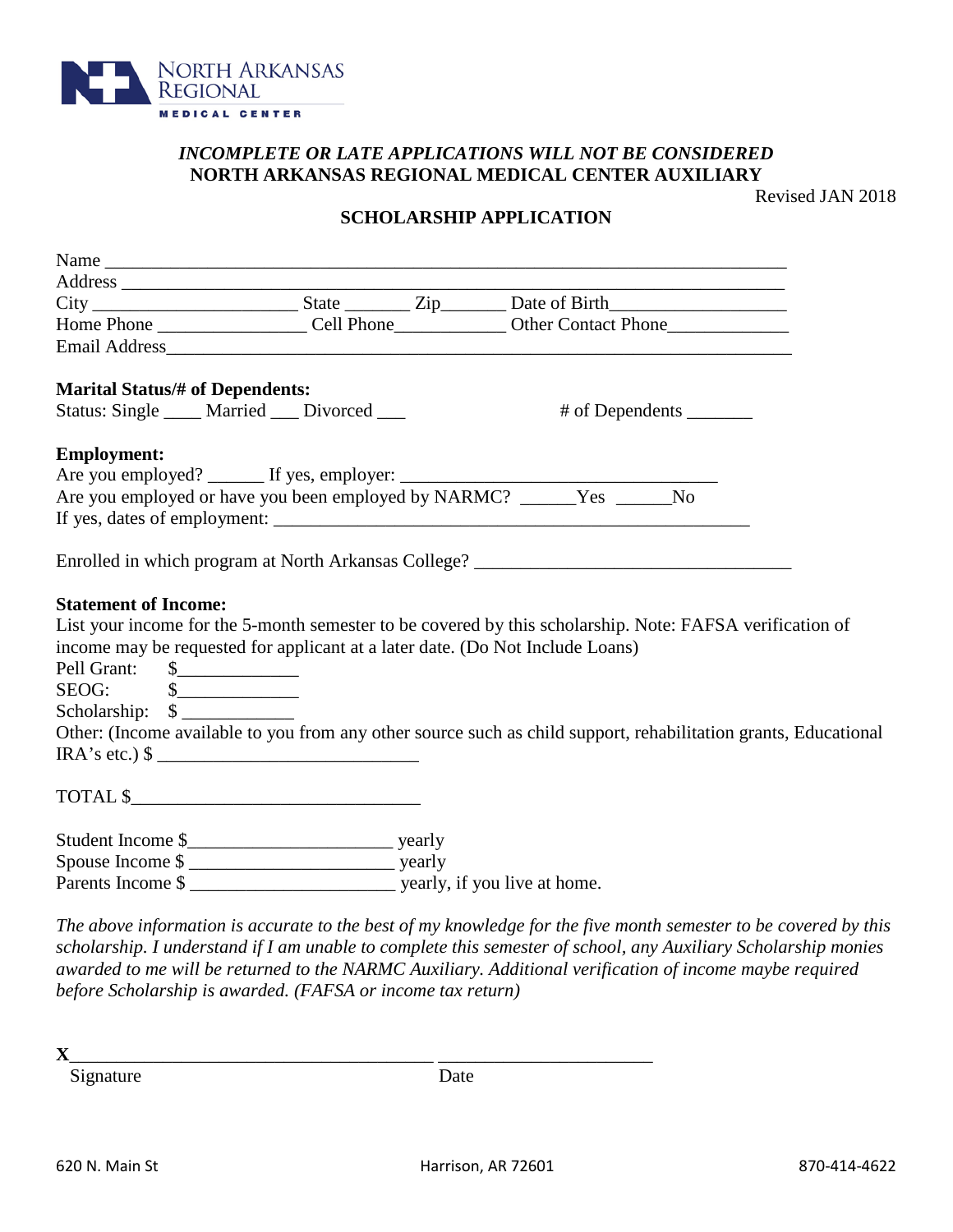NORTH ARKANSAS REGIONAL MEDICAL CENTER

*INCOMPLETE OR LATE APPLICATIONS WILL NOT BE CONSIDERED*

**NORTH ARKANSAS REGIONAL MEDICAL CENTER AUXILIARY**

Revised JAN 2018

**SCHOLARSHIP APPLICATION**

Name ___________________________________________________________________________

Address __________________________________________________________________________

City ______________________ State _______ Zip_______ Date of Birth___________________

Home Phone ________________ Cell Phone____________ Other Contact Phone_____________

Email Address____________________________________________________________________

**Marital Status/# of Dependents:**

Status: Single ____ Married ___ Divorced ___ # of Dependents _______

**Employment:**

Are you employed? ______ If yes, employer: __________________________________

Are you employed or have you been employed by NARMC? ______Yes ______No

If yes, dates of employment: ____________________________________________________

Enrolled in which program at North Arkansas College? __________________________________

**Statement of Income:**

List your income for the 5-month semester to be covered by this scholarship. Note: FAFSA verification of income may be requested for applicant at a later date. (Do Not Include Loans)

Pell Grant: $_____________

SEOG: $_____________

Scholarship: $ ____________

Other: (Income available to you from any other source such as child support, rehabilitation grants, Educational IRA's etc.) $ ____________________________

TOTAL $_______________________________

Student Income $______________________ yearly

Spouse Income $ ______________________ yearly

Parents Income $ ______________________ yearly, if you live at home.

*The above information is accurate to the best of my knowledge for the five month semester to be covered by this scholarship. I understand if I am unable to complete this semester of school, any Auxiliary Scholarship monies awarded to me will be returned to the NARMC Auxiliary. Additional verification of income maybe required before Scholarship is awarded. (FAFSA or income tax return)*

**X**_______________________________________ _______________________

Signature Date

620 N. Main St Harrison, AR 72601 870-414-4622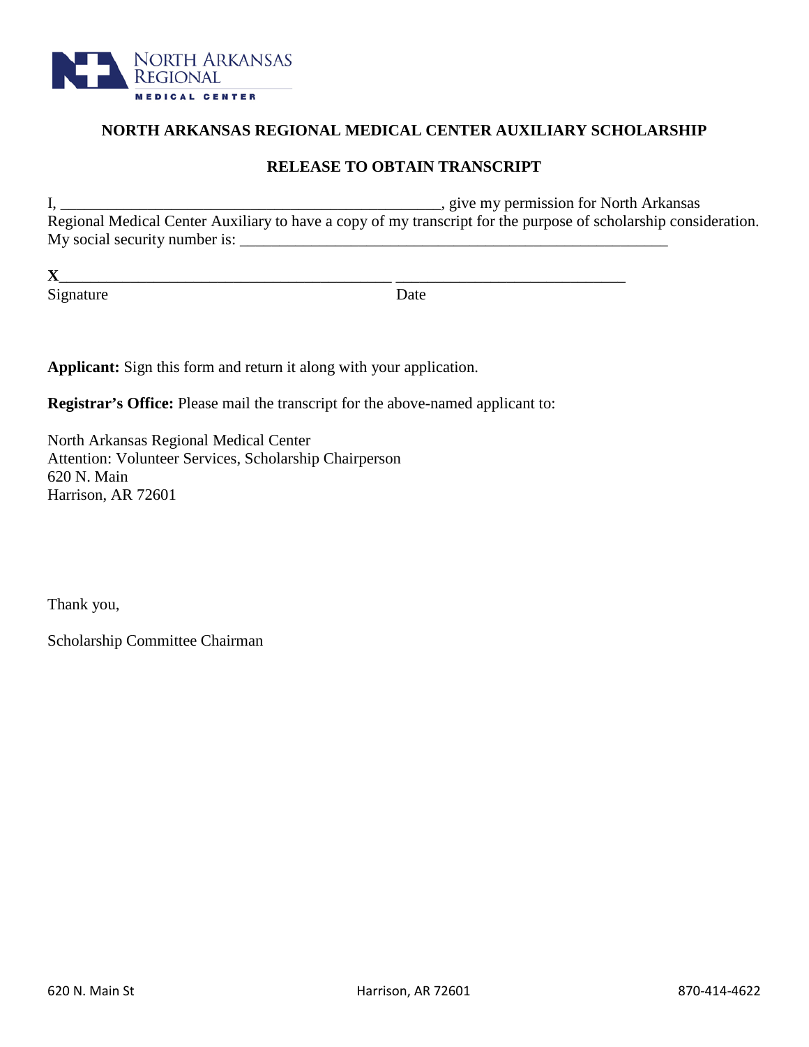NORTH ARKANSAS REGIONAL MEDICAL CENTER

## NORTH ARKANSAS REGIONAL MEDICAL CENTER AUXILIARY SCHOLARSHIP

## RELEASE TO OBTAIN TRANSCRIPT

I, ________________________________________________, give my permission for North Arkansas Regional Medical Center Auxiliary to have a copy of my transcript for the purpose of scholarship consideration. My social security number is: ______________________________________________________

**X**__________________________________________ ______________________________
Signature Date

**Applicant:** Sign this form and return it along with your application.

**Registrar's Office:** Please mail the transcript for the above-named applicant to:

North Arkansas Regional Medical Center
Attention: Volunteer Services, Scholarship Chairperson
620 N. Main
Harrison, AR 72601

Thank you,

Scholarship Committee Chairman

620 N. Main St Harrison, AR 72601 870-414-4622